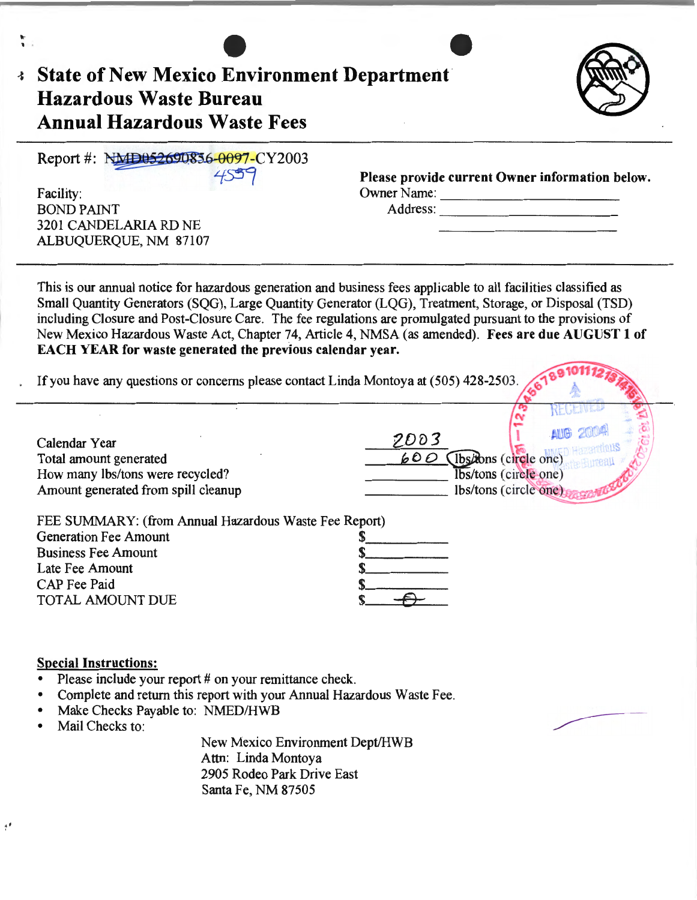# State of New Mexico Environment Department
# Hazardous Waste Bureau
# Annual Hazardous Waste Fees

Report #: NMD052690856-0097-CY2003
4559

Facility:
BOND PAINT
3201 CANDELARIA RD NE
ALBUQUERQUE, NM 87107

**Please provide current Owner information below.**
Owner Name: ____________________
Address: ____________________
____________________

This is our annual notice for hazardous generation and business fees applicable to all facilities classified as Small Quantity Generators (SQG), Large Quantity Generator (LQG), Treatment, Storage, or Disposal (TSD) including Closure and Post-Closure Care. The fee regulations are promulgated pursuant to the provisions of New Mexico Hazardous Waste Act, Chapter 74, Article 4, NMSA (as amended). **Fees are due AUGUST 1 of EACH YEAR for waste generated the previous calendar year.**

If you have any questions or concerns please contact Linda Montoya at (505) 428-2503.

RECEIVED
AUG 2004
NMED Hazardous Waste Bureau

| | | |
|---|---|---|
| Calendar Year | 2003 | |
| Total amount generated | 600 | lbs/tons (circle one) |
| How many lbs/tons were recycled? | | lbs/tons (circle one) |
| Amount generated from spill cleanup | | lbs/tons (circle one) |

FEE SUMMARY: (from Annual Hazardous Waste Fee Report)

| | |
|---|---|
| Generation Fee Amount | $ |
| Business Fee Amount | $ |
| Late Fee Amount | $ |
| CAP Fee Paid | $ |
| TOTAL AMOUNT DUE | $ -0- |

**Special Instructions:**

- Please include your report # on your remittance check.
- Complete and return this report with your Annual Hazardous Waste Fee.
- Make Checks Payable to: NMED/HWB
- Mail Checks to:

New Mexico Environment Dept/HWB
Attn: Linda Montoya
2905 Rodeo Park Drive East
Santa Fe, NM 87505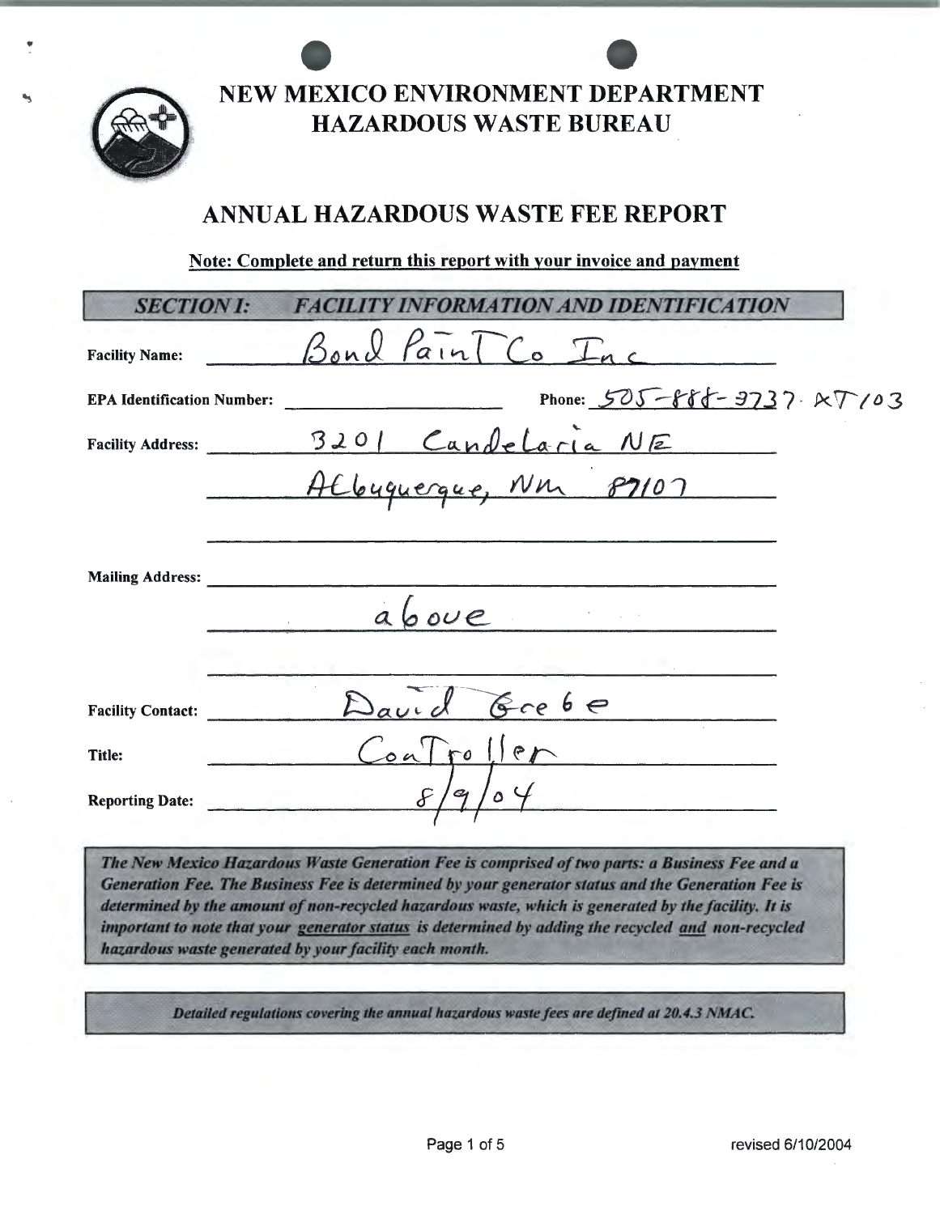# NEW MEXICO ENVIRONMENT DEPARTMENT
# HAZARDOUS WASTE BUREAU

## ANNUAL HAZARDOUS WASTE FEE REPORT

**Note: Complete and return this report with your invoice and payment**

| *SECTION I: FACILITY INFORMATION AND IDENTIFICATION* | |
|---|---|
| **Facility Name:** | Bond Paint Co Inc |
| **EPA Identification Number:** | |
| **Phone:** | 505-888-3737 XT 103 |
| **Facility Address:** | 3201 Candelaria NE<br>Albuquerque, NM 87107 |
| **Mailing Address:** | above |
| **Facility Contact:** | David Grebe |
| **Title:** | Controller |
| **Reporting Date:** | 8/9/04 |

*The New Mexico Hazardous Waste Generation Fee is comprised of two parts: a Business Fee and a Generation Fee. The Business Fee is determined by your generator status and the Generation Fee is determined by the amount of non-recycled hazardous waste, which is generated by the facility. It is important to note that your generator status is determined by adding the recycled and non-recycled hazardous waste generated by your facility each month.*

*Detailed regulations covering the annual hazardous waste fees are defined at 20.4.3 NMAC.*

revised 6/10/2004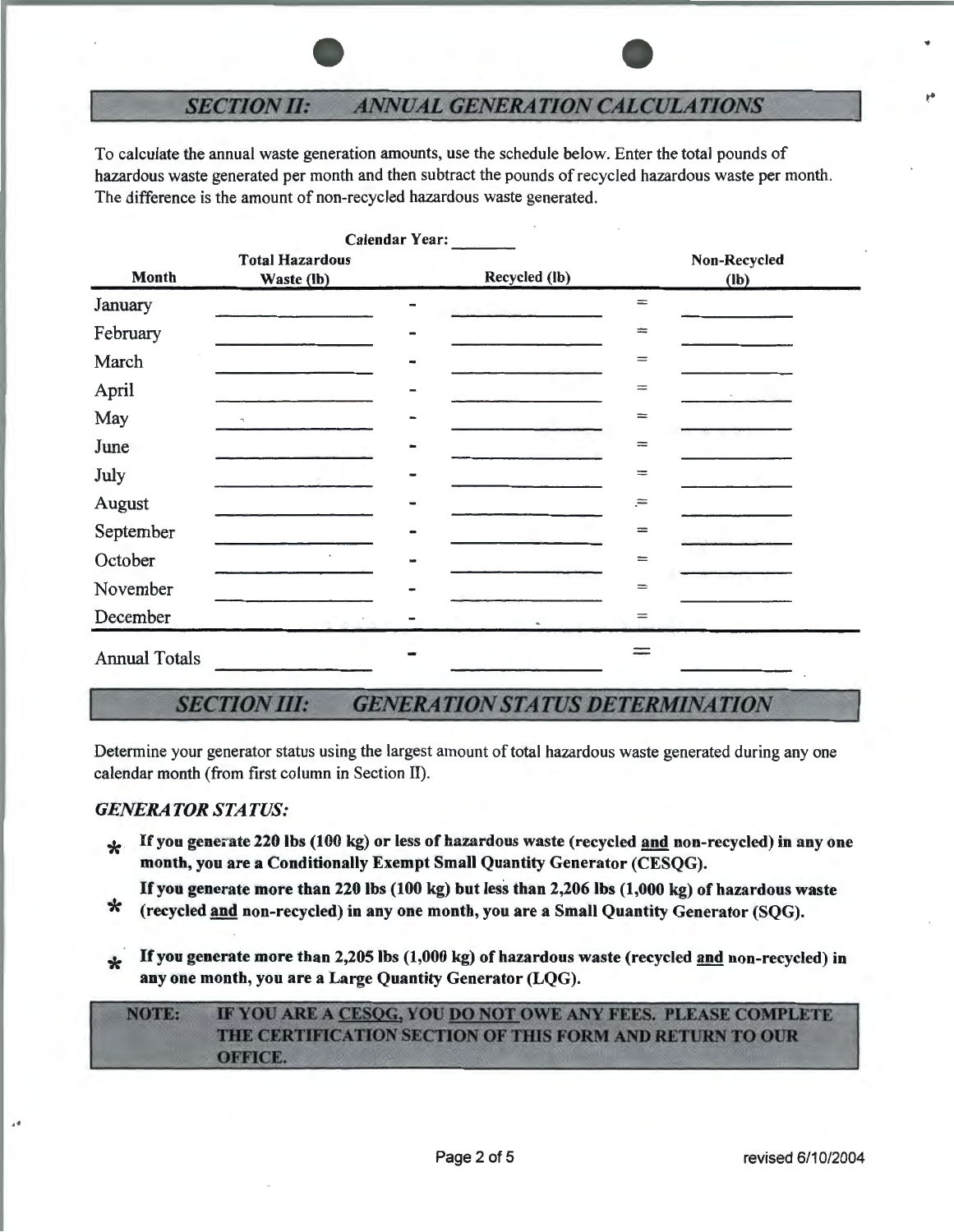## *SECTION II: ANNUAL GENERATION CALCULATIONS*

To calculate the annual waste generation amounts, use the schedule below. Enter the total pounds of hazardous waste generated per month and then subtract the pounds of recycled hazardous waste per month. The difference is the amount of non-recycled hazardous waste generated.

**Calendar Year:** _______

| Month | Total Hazardous Waste (lb) | | Recycled (lb) | | Non-Recycled (lb) |
|---|---|---|---|---|---|
| January | ____________ | - | ____________ | = | ____________ |
| February | ____________ | - | ____________ | = | ____________ |
| March | ____________ | - | ____________ | = | ____________ |
| April | ____________ | - | ____________ | = | ____________ |
| May | ____________ | - | ____________ | = | ____________ |
| June | ____________ | - | ____________ | = | ____________ |
| July | ____________ | - | ____________ | = | ____________ |
| August | ____________ | - | ____________ | = | ____________ |
| September | ____________ | - | ____________ | = | ____________ |
| October | ____________ | - | ____________ | = | ____________ |
| November | ____________ | - | ____________ | = | ____________ |
| December | ____________ | - | ____________ | = | ____________ |
| Annual Totals | ____________ | - | ____________ | = | ____________ |

## *SECTION III: GENERATION STATUS DETERMINATION*

Determine your generator status using the largest amount of total hazardous waste generated during any one calendar month (from first column in Section II).

### *GENERATOR STATUS:*

- **If you generate 220 lbs (100 kg) or less of hazardous waste (recycled <u>and</u> non-recycled) in any one month, you are a Conditionally Exempt Small Quantity Generator (CESQG).**
- **If you generate more than 220 lbs (100 kg) but less than 2,206 lbs (1,000 kg) of hazardous waste (recycled <u>and</u> non-recycled) in any one month, you are a Small Quantity Generator (SQG).**
- **If you generate more than 2,205 lbs (1,000 kg) of hazardous waste (recycled <u>and</u> non-recycled) in any one month, you are a Large Quantity Generator (LQG).**

**NOTE: IF YOU ARE A <u>CESQG</u>, YOU <u>DO NOT</u> OWE ANY FEES. PLEASE COMPLETE THE CERTIFICATION SECTION OF THIS FORM AND RETURN TO OUR OFFICE.**

revised 6/10/2004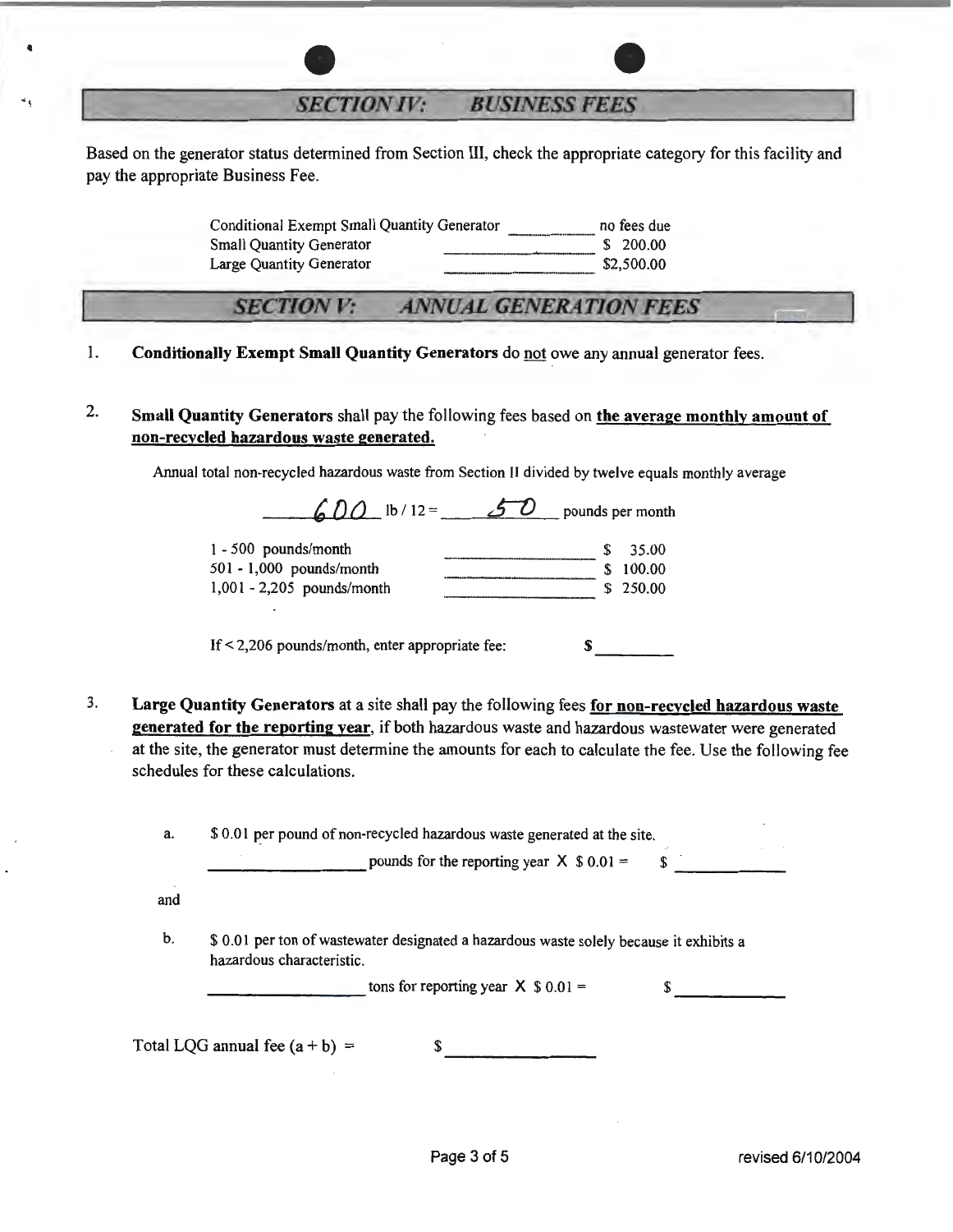## SECTION IV: BUSINESS FEES

Based on the generator status determined from Section III, check the appropriate category for this facility and pay the appropriate Business Fee.

| | | |
|---|---|---|
| Conditional Exempt Small Quantity Generator | ________ | no fees due |
| Small Quantity Generator | ________ | $ 200.00 |
| Large Quantity Generator | ________ | $2,500.00 |

## SECTION V: ANNUAL GENERATION FEES

1. **Conditionally Exempt Small Quantity Generators** do not owe any annual generator fees.

2. **Small Quantity Generators** shall pay the following fees based on **the average monthly amount of non-recycled hazardous waste generated.**

   Annual total non-recycled hazardous waste from Section II divided by twelve equals monthly average

   600 lb / 12 = 50 pounds per month

   | | | |
   |---|---|---|
   | 1 - 500 pounds/month | ________ | $ 35.00 |
   | 501 - 1,000 pounds/month | ________ | $ 100.00 |
   | 1,001 - 2,205 pounds/month | ________ | $ 250.00 |

   If < 2,206 pounds/month, enter appropriate fee: $ ________

3. **Large Quantity Generators** at a site shall pay the following fees **for non-recycled hazardous waste generated for the reporting year**, if both hazardous waste and hazardous wastewater were generated at the site, the generator must determine the amounts for each to calculate the fee. Use the following fee schedules for these calculations.

   a. $ 0.01 per pound of non-recycled hazardous waste generated at the site.

      ________ pounds for the reporting year X $ 0.01 = $ ________

   and

   b. $ 0.01 per ton of wastewater designated a hazardous waste solely because it exhibits a hazardous characteristic.

      ________ tons for reporting year X $ 0.01 = $ ________

Total LQG annual fee (a + b) = $ ________

revised 6/10/2004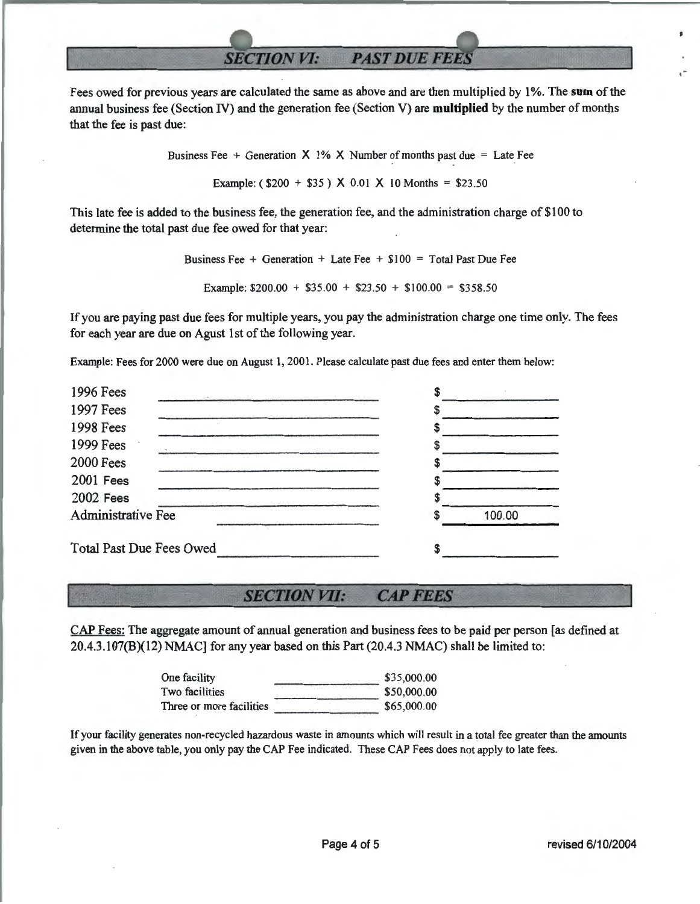## SECTION VI: PAST DUE FEES

Fees owed for previous years are calculated the same as above and are then multiplied by 1%. The **sum** of the annual business fee (Section IV) and the generation fee (Section V) are **multiplied** by the number of months that the fee is past due:

Business Fee + Generation X 1% X Number of months past due = Late Fee

Example: ( \$200 + \$35 ) X 0.01 X 10 Months = \$23.50

This late fee is added to the business fee, the generation fee, and the administration charge of \$100 to determine the total past due fee owed for that year:

Business Fee + Generation + Late Fee + \$100 = Total Past Due Fee

Example: \$200.00 + \$35.00 + \$23.50 + \$100.00 = \$358.50

If you are paying past due fees for multiple years, you pay the administration charge one time only. The fees for each year are due on Agust 1st of the following year.

Example: Fees for 2000 were due on August 1, 2001. Please calculate past due fees and enter them below:

| | |
|---|---|
| 1996 Fees | \$ |
| 1997 Fees | \$ |
| 1998 Fees | \$ |
| 1999 Fees | \$ |
| 2000 Fees | \$ |
| 2001 Fees | \$ |
| 2002 Fees | \$ |
| Administrative Fee | \$ 100.00 |
| Total Past Due Fees Owed | \$ |

## SECTION VII: CAP FEES

CAP Fees: The aggregate amount of annual generation and business fees to be paid per person [as defined at 20.4.3.107(B)(12) NMAC] for any year based on this Part (20.4.3 NMAC) shall be limited to:

| | |
|---|---|
| One facility | \$35,000.00 |
| Two facilities | \$50,000.00 |
| Three or more facilities | \$65,000.00 |

If your facility generates non-recycled hazardous waste in amounts which will result in a total fee greater than the amounts given in the above table, you only pay the CAP Fee indicated. These CAP Fees does not apply to late fees.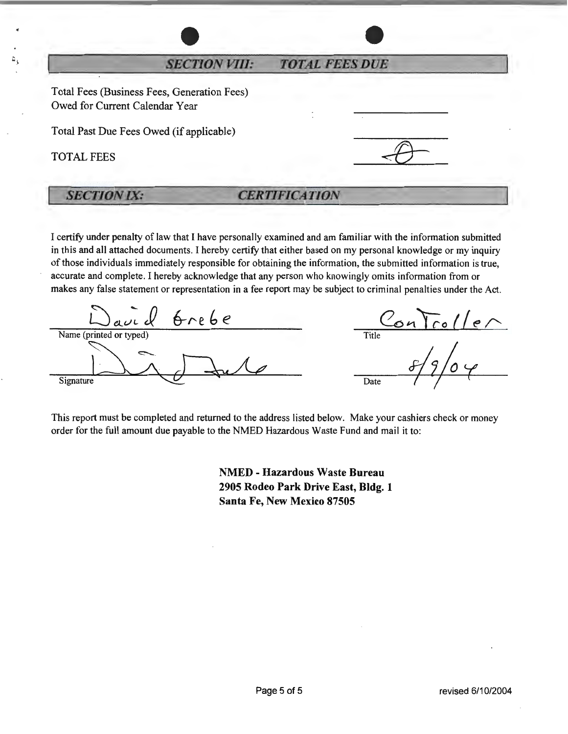## SECTION VIII: TOTAL FEES DUE

| | |
|---|---|
| Total Fees (Business Fees, Generation Fees) Owed for Current Calendar Year | |
| Total Past Due Fees Owed (if applicable) | |
| TOTAL FEES | 0 |

## SECTION IX: CERTIFICATION

I certify under penalty of law that I have personally examined and am familiar with the information submitted in this and all attached documents. I hereby certify that either based on my personal knowledge or my inquiry of those individuals immediately responsible for obtaining the information, the submitted information is true, accurate and complete. I hereby acknowledge that any person who knowingly omits information from or makes any false statement or representation in a fee report may be subject to criminal penalties under the Act.

David Grebe
Name (printed or typed)

Controller
Title

[signature]
Signature

8/9/04
Date

This report must be completed and returned to the address listed below. Make your cashiers check or money order for the full amount due payable to the NMED Hazardous Waste Fund and mail it to:

**NMED - Hazardous Waste Bureau**
**2905 Rodeo Park Drive East, Bldg. 1**
**Santa Fe, New Mexico 87505**

revised 6/10/2004